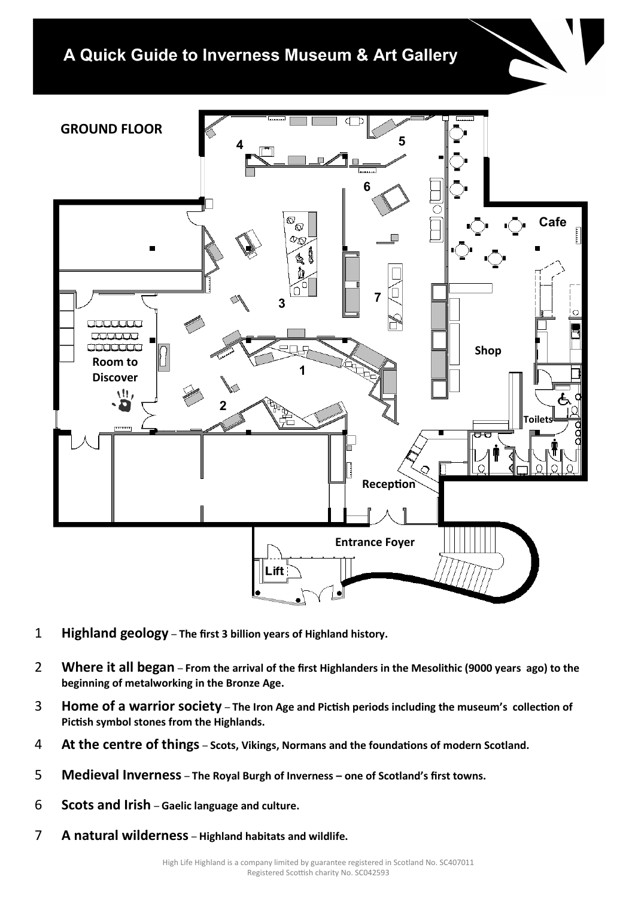# A Quick Guide to Inverness Museum & Art Gallery

## GROUND FLOOR

Room to Discover

Cafe

Shop

Toilets

Reception

Entrance Foyer

Lift

1 **Highland geology** – **The first 3 billion years of Highland history.**

2 **Where it all began** – **From the arrival of the first Highlanders in the Mesolithic (9000 years ago) to the beginning of metalworking in the Bronze Age.**

3 **Home of a warrior society** – **The Iron Age and Pictish periods including the museum's collection of Pictish symbol stones from the Highlands.**

4 **At the centre of things** – **Scots, Vikings, Normans and the foundations of modern Scotland.**

5 **Medieval Inverness** – **The Royal Burgh of Inverness – one of Scotland's first towns.**

6 **Scots and Irish** – **Gaelic language and culture.**

7 **A natural wilderness** – **Highland habitats and wildlife.**

High Life Highland is a company limited by guarantee registered in Scotland No. SC407011
Registered Scottish charity No. SC042593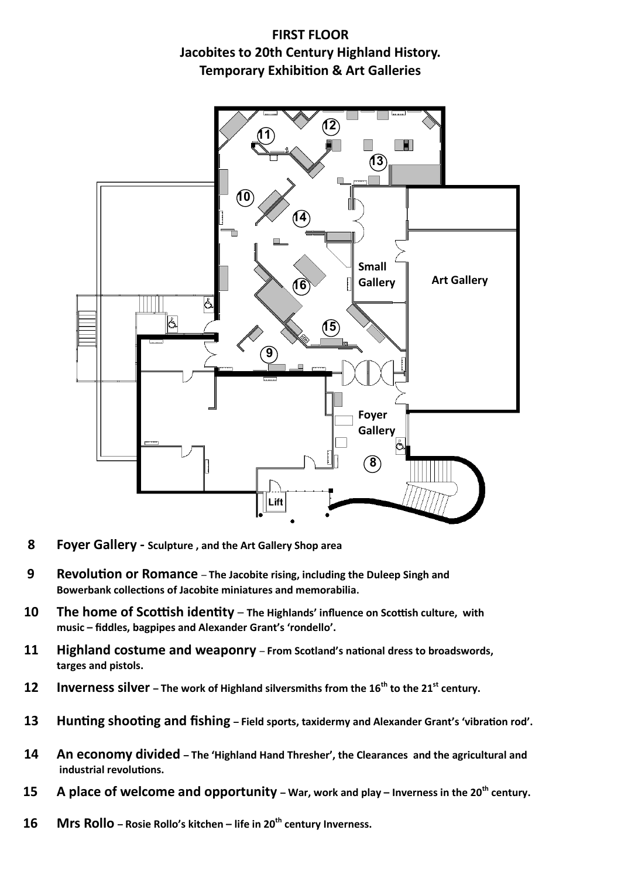**FIRST FLOOR**
**Jacobites to 20th Century Highland History.**
**Temporary Exhibition & Art Galleries**

11
12
13
10
14
Small Gallery
Art Gallery
16
15
9
Foyer Gallery
8
Lift

**8 Foyer Gallery -** Sculpture , and the Art Gallery Shop area

**9 Revolution or Romance** – The Jacobite rising, including the Duleep Singh and Bowerbank collections of Jacobite miniatures and memorabilia.

**10 The home of Scottish identity** – The Highlands' influence on Scottish culture, with music – fiddles, bagpipes and Alexander Grant's 'rondello'.

**11 Highland costume and weaponry** – From Scotland's national dress to broadswords, targes and pistols.

**12 Inverness silver** – The work of Highland silversmiths from the 16th to the 21st century.

**13 Hunting shooting and fishing** – Field sports, taxidermy and Alexander Grant's 'vibration rod'.

**14 An economy divided** – The 'Highland Hand Thresher', the Clearances and the agricultural and industrial revolutions.

**15 A place of welcome and opportunity** – War, work and play – Inverness in the 20th century.

**16 Mrs Rollo** – Rosie Rollo's kitchen – life in 20th century Inverness.